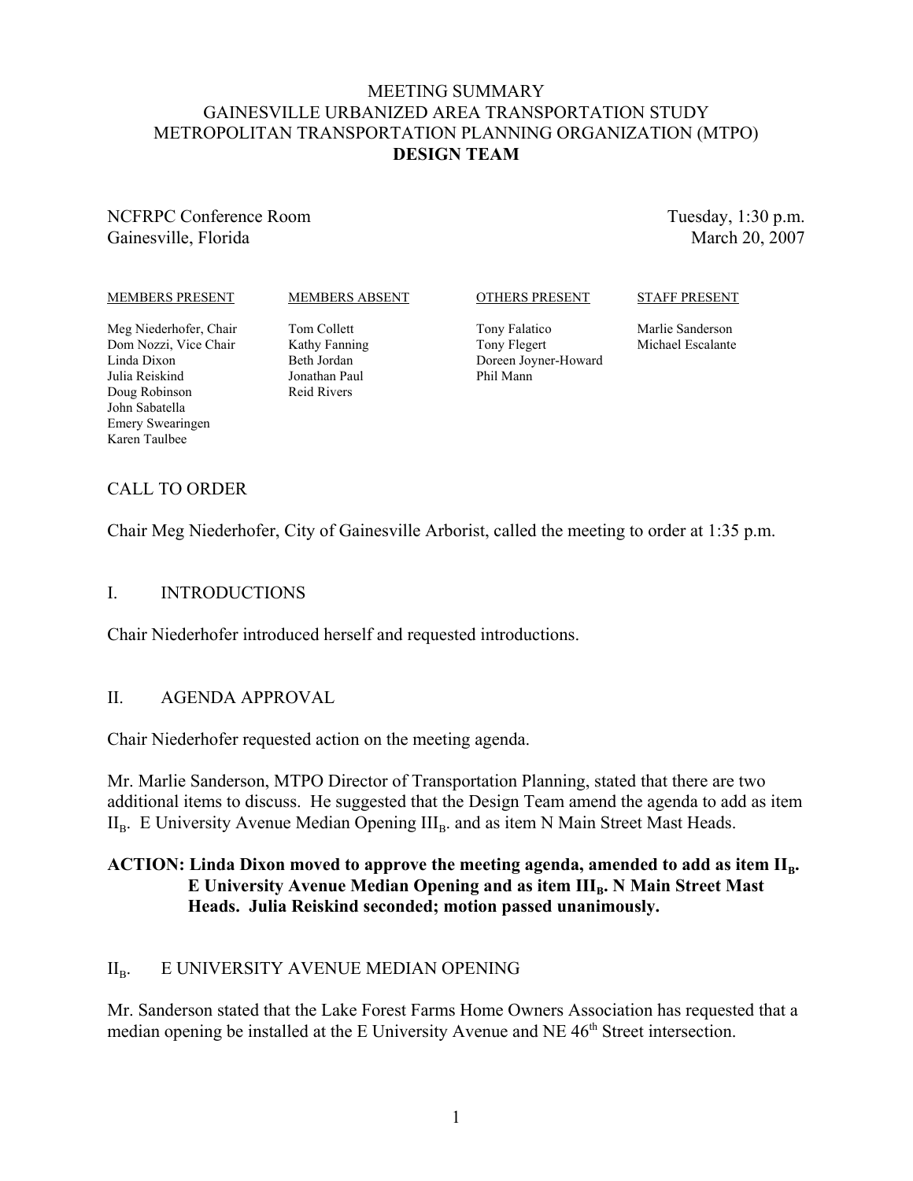# MEETING SUMMARY
# GAINESVILLE URBANIZED AREA TRANSPORTATION STUDY
# METROPOLITAN TRANSPORTATION PLANNING ORGANIZATION (MTPO)
# DESIGN TEAM

NCFRPC Conference Room
Gainesville, Florida

Tuesday, 1:30 p.m.
March 20, 2007

| MEMBERS PRESENT | MEMBERS ABSENT | OTHERS PRESENT | STAFF PRESENT |
|---|---|---|---|
| Meg Niederhofer, Chair | Tom Collett | Tony Falatico | Marlie Sanderson |
| Dom Nozzi, Vice Chair | Kathy Fanning | Tony Flegert | Michael Escalante |
| Linda Dixon | Beth Jordan | Doreen Joyner-Howard | |
| Julia Reiskind | Jonathan Paul | Phil Mann | |
| Doug Robinson | Reid Rivers | | |
| John Sabatella | | | |
| Emery Swearingen | | | |
| Karen Taulbee | | | |

## CALL TO ORDER

Chair Meg Niederhofer, City of Gainesville Arborist, called the meeting to order at 1:35 p.m.

## I. INTRODUCTIONS

Chair Niederhofer introduced herself and requested introductions.

## II. AGENDA APPROVAL

Chair Niederhofer requested action on the meeting agenda.

Mr. Marlie Sanderson, MTPO Director of Transportation Planning, stated that there are two additional items to discuss. He suggested that the Design Team amend the agenda to add as item $II_B$. E University Avenue Median Opening $III_B$. and as item N Main Street Mast Heads.

**ACTION: Linda Dixon moved to approve the meeting agenda, amended to add as item $II_B$. E University Avenue Median Opening and as item $III_B$. N Main Street Mast Heads. Julia Reiskind seconded; motion passed unanimously.**

## $II_B$. E UNIVERSITY AVENUE MEDIAN OPENING

Mr. Sanderson stated that the Lake Forest Farms Home Owners Association has requested that a median opening be installed at the E University Avenue and NE 46th Street intersection.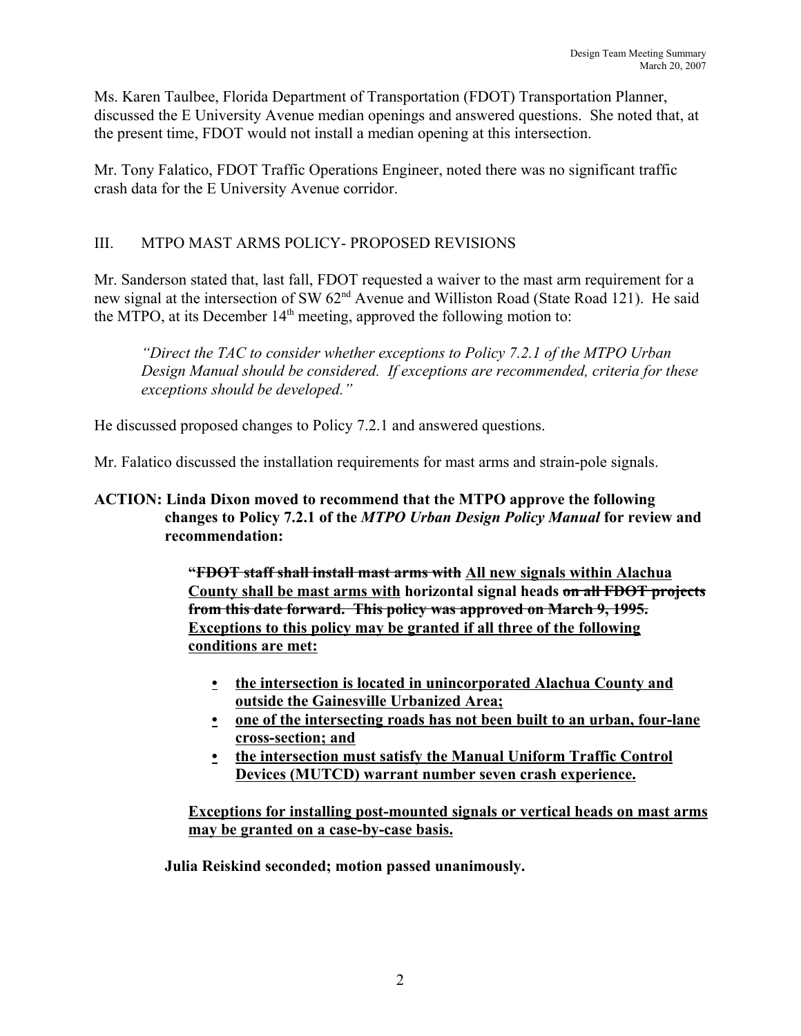Ms. Karen Taulbee, Florida Department of Transportation (FDOT) Transportation Planner, discussed the E University Avenue median openings and answered questions. She noted that, at the present time, FDOT would not install a median opening at this intersection.

Mr. Tony Falatico, FDOT Traffic Operations Engineer, noted there was no significant traffic crash data for the E University Avenue corridor.

## III. MTPO MAST ARMS POLICY- PROPOSED REVISIONS

Mr. Sanderson stated that, last fall, FDOT requested a waiver to the mast arm requirement for a new signal at the intersection of SW 62nd Avenue and Williston Road (State Road 121). He said the MTPO, at its December 14th meeting, approved the following motion to:

> *"Direct the TAC to consider whether exceptions to Policy 7.2.1 of the MTPO Urban Design Manual should be considered. If exceptions are recommended, criteria for these exceptions should be developed."*

He discussed proposed changes to Policy 7.2.1 and answered questions.

Mr. Falatico discussed the installation requirements for mast arms and strain-pole signals.

**ACTION: Linda Dixon moved to recommend that the MTPO approve the following changes to Policy 7.2.1 of the *MTPO Urban Design Policy Manual* for review and recommendation:**

> **"~~FDOT staff shall install mast arms with~~ <u>All new signals within Alachua County shall be mast arms with</u> horizontal signal heads ~~on all FDOT projects from this date forward. This policy was approved on March 9, 1995.~~ <u>Exceptions to this policy may be granted if all three of the following conditions are met:</u>**
>
> - **<u>the intersection is located in unincorporated Alachua County and outside the Gainesville Urbanized Area;</u>**
> - **<u>one of the intersecting roads has not been built to an urban, four-lane cross-section; and</u>**
> - **<u>the intersection must satisfy the Manual Uniform Traffic Control Devices (MUTCD) warrant number seven crash experience.</u>**
>
> **<u>Exceptions for installing post-mounted signals or vertical heads on mast arms may be granted on a case-by-case basis.</u>**

**Julia Reiskind seconded; motion passed unanimously.**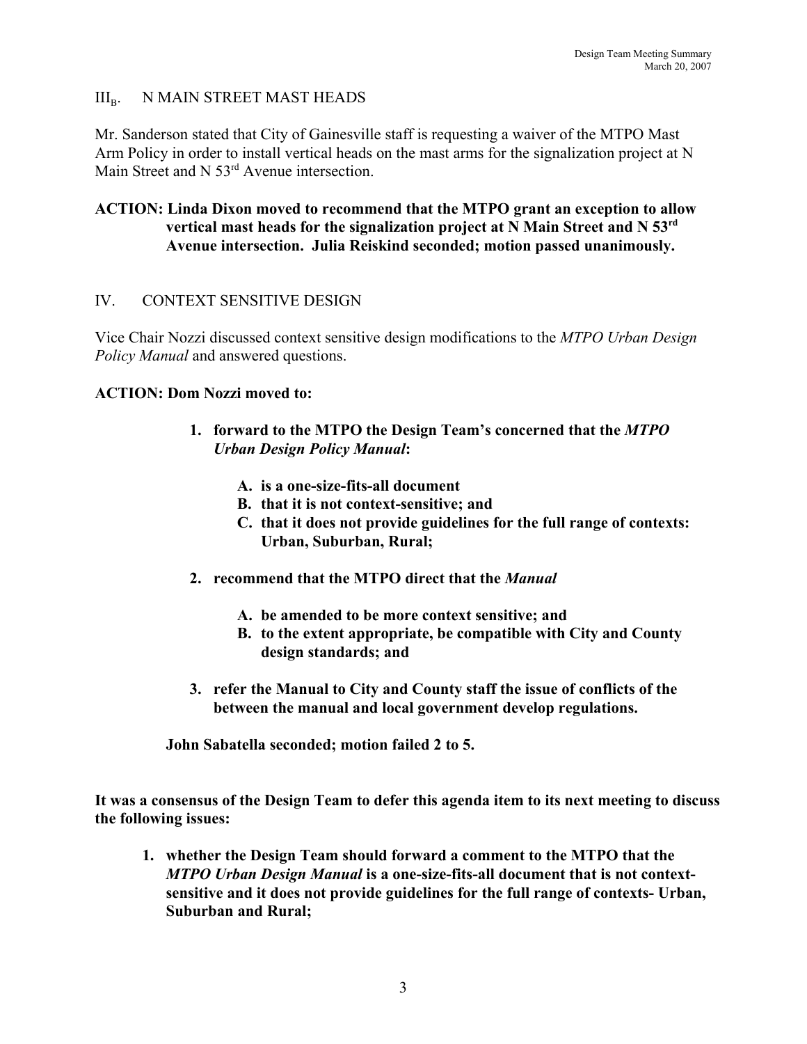## $III_B$. N MAIN STREET MAST HEADS

Mr. Sanderson stated that City of Gainesville staff is requesting a waiver of the MTPO Mast Arm Policy in order to install vertical heads on the mast arms for the signalization project at N Main Street and N 53rd Avenue intersection.

**ACTION: Linda Dixon moved to recommend that the MTPO grant an exception to allow vertical mast heads for the signalization project at N Main Street and N 53rd Avenue intersection. Julia Reiskind seconded; motion passed unanimously.**

## IV. CONTEXT SENSITIVE DESIGN

Vice Chair Nozzi discussed context sensitive design modifications to the *MTPO Urban Design Policy Manual* and answered questions.

**ACTION: Dom Nozzi moved to:**

1. **forward to the MTPO the Design Team's concerned that the *MTPO Urban Design Policy Manual*:**
   - **A. is a one-size-fits-all document**
   - **B. that it is not context-sensitive; and**
   - **C. that it does not provide guidelines for the full range of contexts: Urban, Suburban, Rural;**
2. **recommend that the MTPO direct that the *Manual***
   - **A. be amended to be more context sensitive; and**
   - **B. to the extent appropriate, be compatible with City and County design standards; and**
3. **refer the Manual to City and County staff the issue of conflicts of the between the manual and local government develop regulations.**

**John Sabatella seconded; motion failed 2 to 5.**

**It was a consensus of the Design Team to defer this agenda item to its next meeting to discuss the following issues:**

1. **whether the Design Team should forward a comment to the MTPO that the *MTPO Urban Design Manual* is a one-size-fits-all document that is not context-sensitive and it does not provide guidelines for the full range of contexts- Urban, Suburban and Rural;**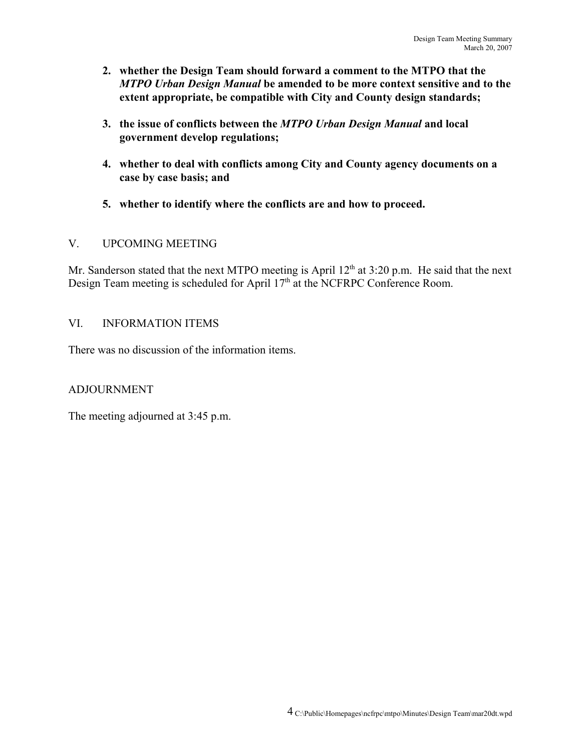2. **whether the Design Team should forward a comment to the MTPO that the *MTPO Urban Design Manual* be amended to be more context sensitive and to the extent appropriate, be compatible with City and County design standards;**

3. **the issue of conflicts between the *MTPO Urban Design Manual* and local government develop regulations;**

4. **whether to deal with conflicts among City and County agency documents on a case by case basis; and**

5. **whether to identify where the conflicts are and how to proceed.**

## V. UPCOMING MEETING

Mr. Sanderson stated that the next MTPO meeting is April 12th at 3:20 p.m. He said that the next Design Team meeting is scheduled for April 17th at the NCFRPC Conference Room.

## VI. INFORMATION ITEMS

There was no discussion of the information items.

## ADJOURNMENT

The meeting adjourned at 3:45 p.m.

C:\Public\Homepages\ncfrpc\mtpo\Minutes\Design Team\mar20dt.wpd